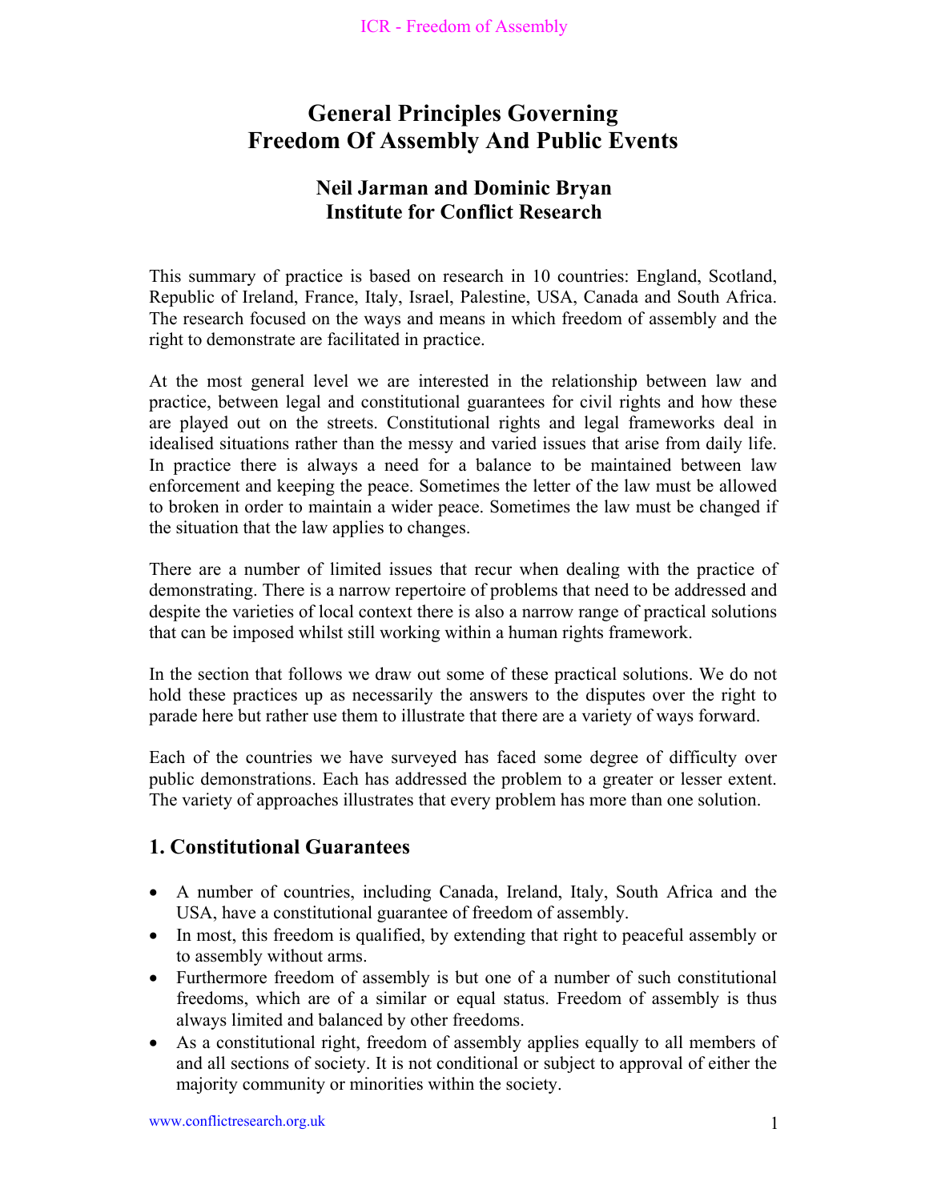# General Principles Governing Freedom Of Assembly And Public Events

### Neil Jarman and Dominic Bryan
### Institute for Conflict Research

This summary of practice is based on research in 10 countries: England, Scotland, Republic of Ireland, France, Italy, Israel, Palestine, USA, Canada and South Africa. The research focused on the ways and means in which freedom of assembly and the right to demonstrate are facilitated in practice.

At the most general level we are interested in the relationship between law and practice, between legal and constitutional guarantees for civil rights and how these are played out on the streets. Constitutional rights and legal frameworks deal in idealised situations rather than the messy and varied issues that arise from daily life. In practice there is always a need for a balance to be maintained between law enforcement and keeping the peace. Sometimes the letter of the law must be allowed to broken in order to maintain a wider peace. Sometimes the law must be changed if the situation that the law applies to changes.

There are a number of limited issues that recur when dealing with the practice of demonstrating. There is a narrow repertoire of problems that need to be addressed and despite the varieties of local context there is also a narrow range of practical solutions that can be imposed whilst still working within a human rights framework.

In the section that follows we draw out some of these practical solutions. We do not hold these practices up as necessarily the answers to the disputes over the right to parade here but rather use them to illustrate that there are a variety of ways forward.

Each of the countries we have surveyed has faced some degree of difficulty over public demonstrations. Each has addressed the problem to a greater or lesser extent. The variety of approaches illustrates that every problem has more than one solution.

## 1. Constitutional Guarantees

- A number of countries, including Canada, Ireland, Italy, South Africa and the USA, have a constitutional guarantee of freedom of assembly.
- In most, this freedom is qualified, by extending that right to peaceful assembly or to assembly without arms.
- Furthermore freedom of assembly is but one of a number of such constitutional freedoms, which are of a similar or equal status. Freedom of assembly is thus always limited and balanced by other freedoms.
- As a constitutional right, freedom of assembly applies equally to all members of and all sections of society. It is not conditional or subject to approval of either the majority community or minorities within the society.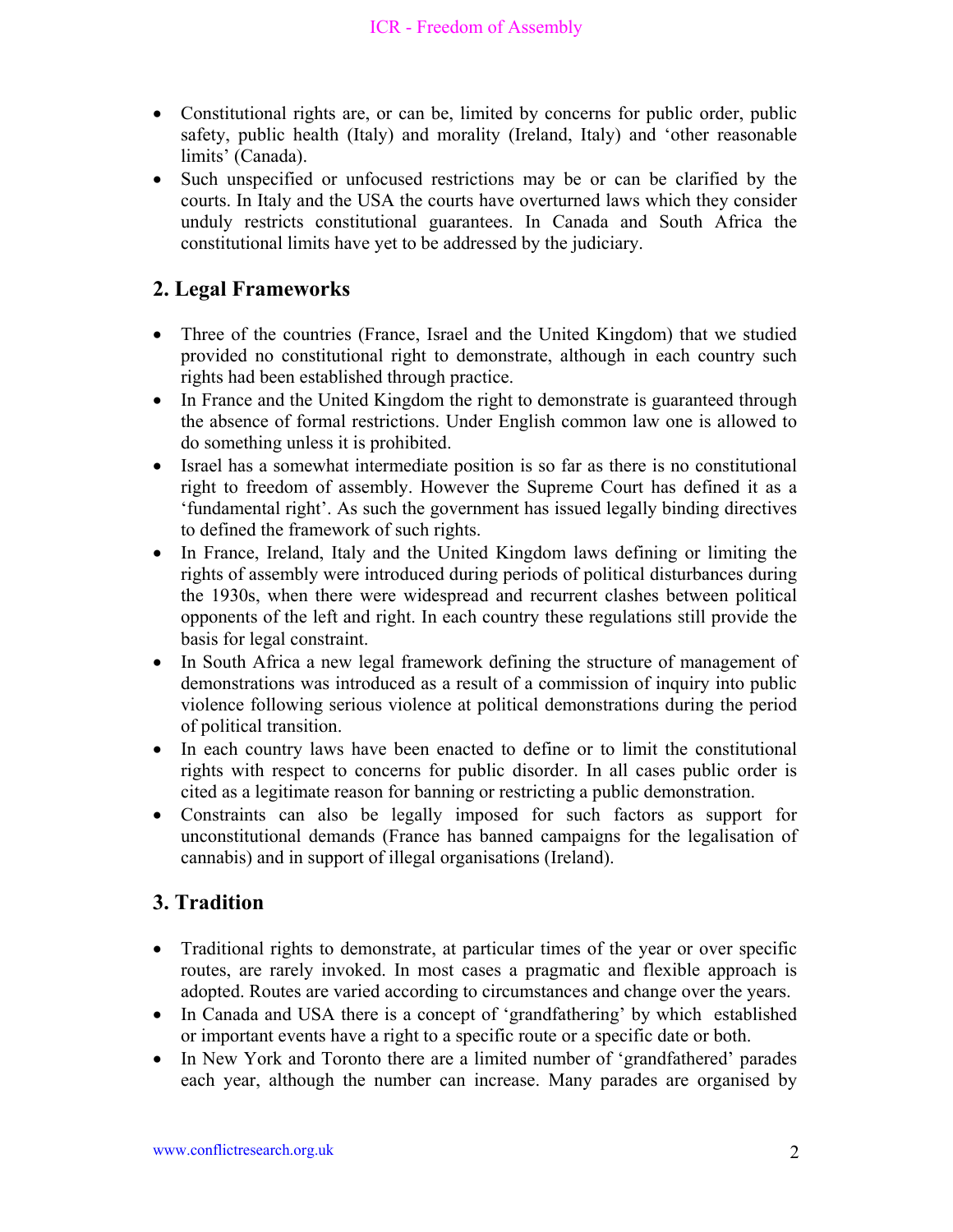- Constitutional rights are, or can be, limited by concerns for public order, public safety, public health (Italy) and morality (Ireland, Italy) and 'other reasonable limits' (Canada).
- Such unspecified or unfocused restrictions may be or can be clarified by the courts. In Italy and the USA the courts have overturned laws which they consider unduly restricts constitutional guarantees. In Canada and South Africa the constitutional limits have yet to be addressed by the judiciary.

## 2. Legal Frameworks

- Three of the countries (France, Israel and the United Kingdom) that we studied provided no constitutional right to demonstrate, although in each country such rights had been established through practice.
- In France and the United Kingdom the right to demonstrate is guaranteed through the absence of formal restrictions. Under English common law one is allowed to do something unless it is prohibited.
- Israel has a somewhat intermediate position is so far as there is no constitutional right to freedom of assembly. However the Supreme Court has defined it as a 'fundamental right'. As such the government has issued legally binding directives to defined the framework of such rights.
- In France, Ireland, Italy and the United Kingdom laws defining or limiting the rights of assembly were introduced during periods of political disturbances during the 1930s, when there were widespread and recurrent clashes between political opponents of the left and right. In each country these regulations still provide the basis for legal constraint.
- In South Africa a new legal framework defining the structure of management of demonstrations was introduced as a result of a commission of inquiry into public violence following serious violence at political demonstrations during the period of political transition.
- In each country laws have been enacted to define or to limit the constitutional rights with respect to concerns for public disorder. In all cases public order is cited as a legitimate reason for banning or restricting a public demonstration.
- Constraints can also be legally imposed for such factors as support for unconstitutional demands (France has banned campaigns for the legalisation of cannabis) and in support of illegal organisations (Ireland).

## 3. Tradition

- Traditional rights to demonstrate, at particular times of the year or over specific routes, are rarely invoked. In most cases a pragmatic and flexible approach is adopted. Routes are varied according to circumstances and change over the years.
- In Canada and USA there is a concept of 'grandfathering' by which established or important events have a right to a specific route or a specific date or both.
- In New York and Toronto there are a limited number of 'grandfathered' parades each year, although the number can increase. Many parades are organised by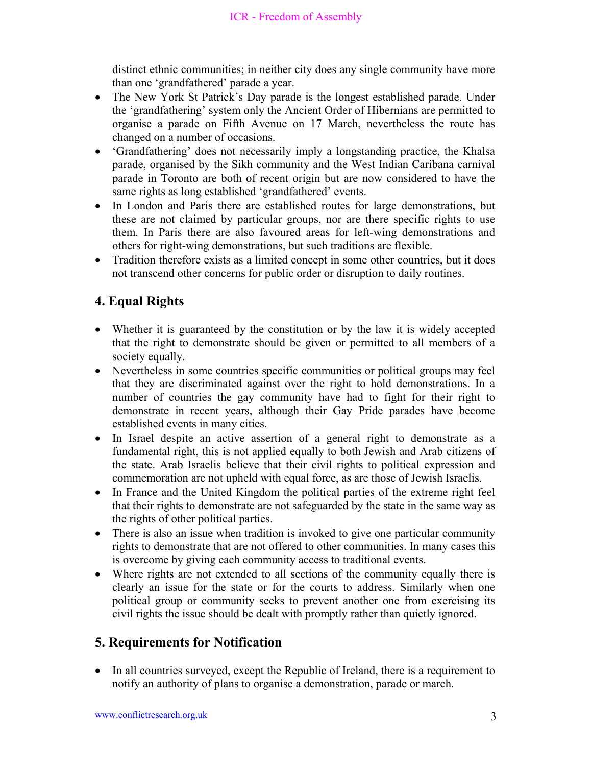distinct ethnic communities; in neither city does any single community have more than one 'grandfathered' parade a year.

- The New York St Patrick's Day parade is the longest established parade. Under the 'grandfathering' system only the Ancient Order of Hibernians are permitted to organise a parade on Fifth Avenue on 17 March, nevertheless the route has changed on a number of occasions.
- 'Grandfathering' does not necessarily imply a longstanding practice, the Khalsa parade, organised by the Sikh community and the West Indian Caribana carnival parade in Toronto are both of recent origin but are now considered to have the same rights as long established 'grandfathered' events.
- In London and Paris there are established routes for large demonstrations, but these are not claimed by particular groups, nor are there specific rights to use them. In Paris there are also favoured areas for left-wing demonstrations and others for right-wing demonstrations, but such traditions are flexible.
- Tradition therefore exists as a limited concept in some other countries, but it does not transcend other concerns for public order or disruption to daily routines.

## 4. Equal Rights

- Whether it is guaranteed by the constitution or by the law it is widely accepted that the right to demonstrate should be given or permitted to all members of a society equally.
- Nevertheless in some countries specific communities or political groups may feel that they are discriminated against over the right to hold demonstrations. In a number of countries the gay community have had to fight for their right to demonstrate in recent years, although their Gay Pride parades have become established events in many cities.
- In Israel despite an active assertion of a general right to demonstrate as a fundamental right, this is not applied equally to both Jewish and Arab citizens of the state. Arab Israelis believe that their civil rights to political expression and commemoration are not upheld with equal force, as are those of Jewish Israelis.
- In France and the United Kingdom the political parties of the extreme right feel that their rights to demonstrate are not safeguarded by the state in the same way as the rights of other political parties.
- There is also an issue when tradition is invoked to give one particular community rights to demonstrate that are not offered to other communities. In many cases this is overcome by giving each community access to traditional events.
- Where rights are not extended to all sections of the community equally there is clearly an issue for the state or for the courts to address. Similarly when one political group or community seeks to prevent another one from exercising its civil rights the issue should be dealt with promptly rather than quietly ignored.

## 5. Requirements for Notification

- In all countries surveyed, except the Republic of Ireland, there is a requirement to notify an authority of plans to organise a demonstration, parade or march.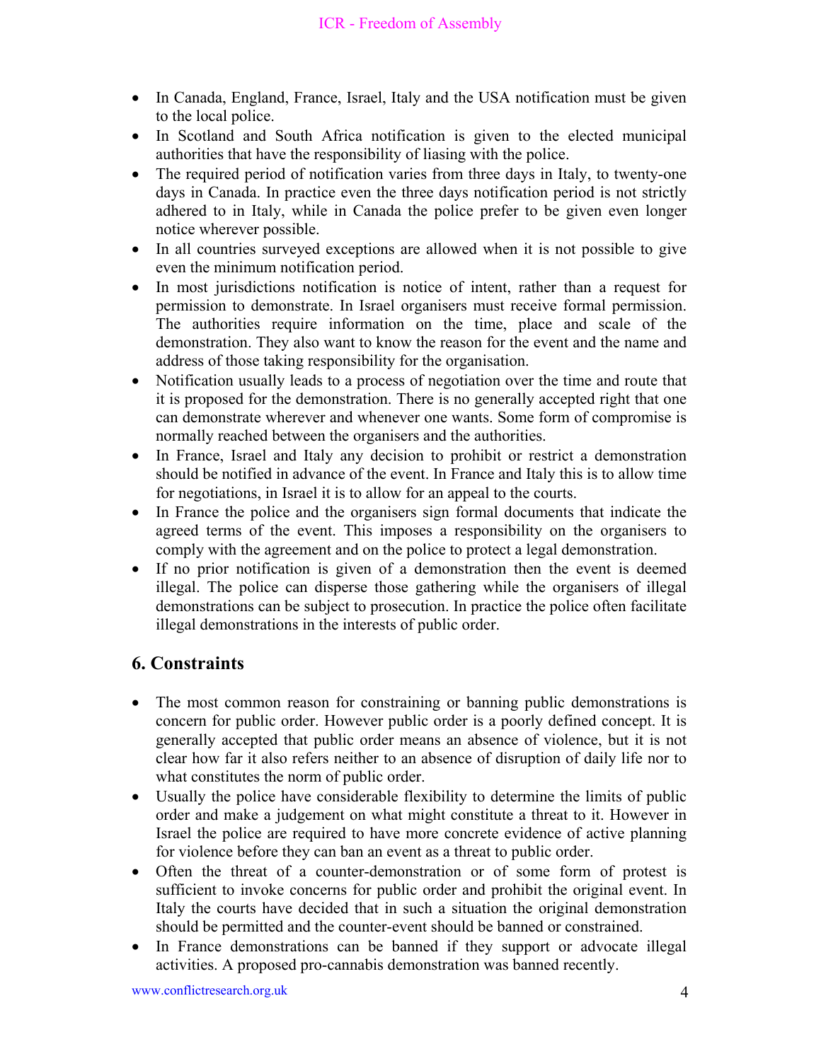- In Canada, England, France, Israel, Italy and the USA notification must be given to the local police.
- In Scotland and South Africa notification is given to the elected municipal authorities that have the responsibility of liasing with the police.
- The required period of notification varies from three days in Italy, to twenty-one days in Canada. In practice even the three days notification period is not strictly adhered to in Italy, while in Canada the police prefer to be given even longer notice wherever possible.
- In all countries surveyed exceptions are allowed when it is not possible to give even the minimum notification period.
- In most jurisdictions notification is notice of intent, rather than a request for permission to demonstrate. In Israel organisers must receive formal permission. The authorities require information on the time, place and scale of the demonstration. They also want to know the reason for the event and the name and address of those taking responsibility for the organisation.
- Notification usually leads to a process of negotiation over the time and route that it is proposed for the demonstration. There is no generally accepted right that one can demonstrate wherever and whenever one wants. Some form of compromise is normally reached between the organisers and the authorities.
- In France, Israel and Italy any decision to prohibit or restrict a demonstration should be notified in advance of the event. In France and Italy this is to allow time for negotiations, in Israel it is to allow for an appeal to the courts.
- In France the police and the organisers sign formal documents that indicate the agreed terms of the event. This imposes a responsibility on the organisers to comply with the agreement and on the police to protect a legal demonstration.
- If no prior notification is given of a demonstration then the event is deemed illegal. The police can disperse those gathering while the organisers of illegal demonstrations can be subject to prosecution. In practice the police often facilitate illegal demonstrations in the interests of public order.

## 6. Constraints

- The most common reason for constraining or banning public demonstrations is concern for public order. However public order is a poorly defined concept. It is generally accepted that public order means an absence of violence, but it is not clear how far it also refers neither to an absence of disruption of daily life nor to what constitutes the norm of public order.
- Usually the police have considerable flexibility to determine the limits of public order and make a judgement on what might constitute a threat to it. However in Israel the police are required to have more concrete evidence of active planning for violence before they can ban an event as a threat to public order.
- Often the threat of a counter-demonstration or of some form of protest is sufficient to invoke concerns for public order and prohibit the original event. In Italy the courts have decided that in such a situation the original demonstration should be permitted and the counter-event should be banned or constrained.
- In France demonstrations can be banned if they support or advocate illegal activities. A proposed pro-cannabis demonstration was banned recently.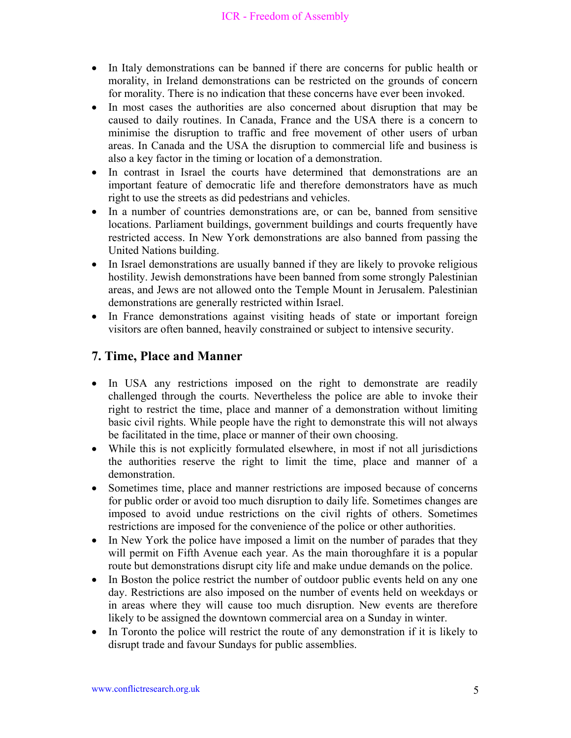- In Italy demonstrations can be banned if there are concerns for public health or morality, in Ireland demonstrations can be restricted on the grounds of concern for morality. There is no indication that these concerns have ever been invoked.
- In most cases the authorities are also concerned about disruption that may be caused to daily routines. In Canada, France and the USA there is a concern to minimise the disruption to traffic and free movement of other users of urban areas. In Canada and the USA the disruption to commercial life and business is also a key factor in the timing or location of a demonstration.
- In contrast in Israel the courts have determined that demonstrations are an important feature of democratic life and therefore demonstrators have as much right to use the streets as did pedestrians and vehicles.
- In a number of countries demonstrations are, or can be, banned from sensitive locations. Parliament buildings, government buildings and courts frequently have restricted access. In New York demonstrations are also banned from passing the United Nations building.
- In Israel demonstrations are usually banned if they are likely to provoke religious hostility. Jewish demonstrations have been banned from some strongly Palestinian areas, and Jews are not allowed onto the Temple Mount in Jerusalem. Palestinian demonstrations are generally restricted within Israel.
- In France demonstrations against visiting heads of state or important foreign visitors are often banned, heavily constrained or subject to intensive security.

## 7. Time, Place and Manner

- In USA any restrictions imposed on the right to demonstrate are readily challenged through the courts. Nevertheless the police are able to invoke their right to restrict the time, place and manner of a demonstration without limiting basic civil rights. While people have the right to demonstrate this will not always be facilitated in the time, place or manner of their own choosing.
- While this is not explicitly formulated elsewhere, in most if not all jurisdictions the authorities reserve the right to limit the time, place and manner of a demonstration.
- Sometimes time, place and manner restrictions are imposed because of concerns for public order or avoid too much disruption to daily life. Sometimes changes are imposed to avoid undue restrictions on the civil rights of others. Sometimes restrictions are imposed for the convenience of the police or other authorities.
- In New York the police have imposed a limit on the number of parades that they will permit on Fifth Avenue each year. As the main thoroughfare it is a popular route but demonstrations disrupt city life and make undue demands on the police.
- In Boston the police restrict the number of outdoor public events held on any one day. Restrictions are also imposed on the number of events held on weekdays or in areas where they will cause too much disruption. New events are therefore likely to be assigned the downtown commercial area on a Sunday in winter.
- In Toronto the police will restrict the route of any demonstration if it is likely to disrupt trade and favour Sundays for public assemblies.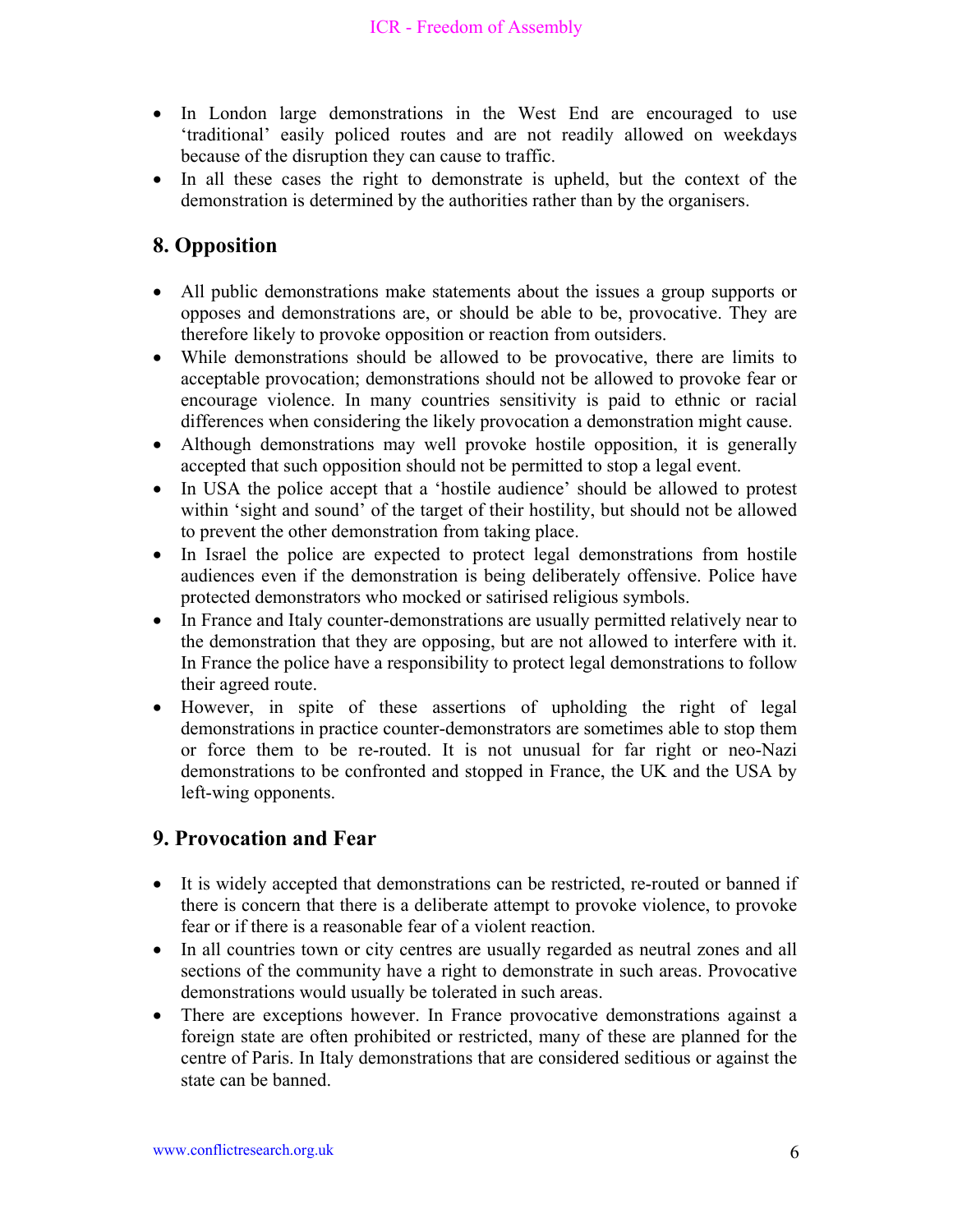- In London large demonstrations in the West End are encouraged to use 'traditional' easily policed routes and are not readily allowed on weekdays because of the disruption they can cause to traffic.
- In all these cases the right to demonstrate is upheld, but the context of the demonstration is determined by the authorities rather than by the organisers.

## 8. Opposition

- All public demonstrations make statements about the issues a group supports or opposes and demonstrations are, or should be able to be, provocative. They are therefore likely to provoke opposition or reaction from outsiders.
- While demonstrations should be allowed to be provocative, there are limits to acceptable provocation; demonstrations should not be allowed to provoke fear or encourage violence. In many countries sensitivity is paid to ethnic or racial differences when considering the likely provocation a demonstration might cause.
- Although demonstrations may well provoke hostile opposition, it is generally accepted that such opposition should not be permitted to stop a legal event.
- In USA the police accept that a 'hostile audience' should be allowed to protest within 'sight and sound' of the target of their hostility, but should not be allowed to prevent the other demonstration from taking place.
- In Israel the police are expected to protect legal demonstrations from hostile audiences even if the demonstration is being deliberately offensive. Police have protected demonstrators who mocked or satirised religious symbols.
- In France and Italy counter-demonstrations are usually permitted relatively near to the demonstration that they are opposing, but are not allowed to interfere with it. In France the police have a responsibility to protect legal demonstrations to follow their agreed route.
- However, in spite of these assertions of upholding the right of legal demonstrations in practice counter-demonstrators are sometimes able to stop them or force them to be re-routed. It is not unusual for far right or neo-Nazi demonstrations to be confronted and stopped in France, the UK and the USA by left-wing opponents.

## 9. Provocation and Fear

- It is widely accepted that demonstrations can be restricted, re-routed or banned if there is concern that there is a deliberate attempt to provoke violence, to provoke fear or if there is a reasonable fear of a violent reaction.
- In all countries town or city centres are usually regarded as neutral zones and all sections of the community have a right to demonstrate in such areas. Provocative demonstrations would usually be tolerated in such areas.
- There are exceptions however. In France provocative demonstrations against a foreign state are often prohibited or restricted, many of these are planned for the centre of Paris. In Italy demonstrations that are considered seditious or against the state can be banned.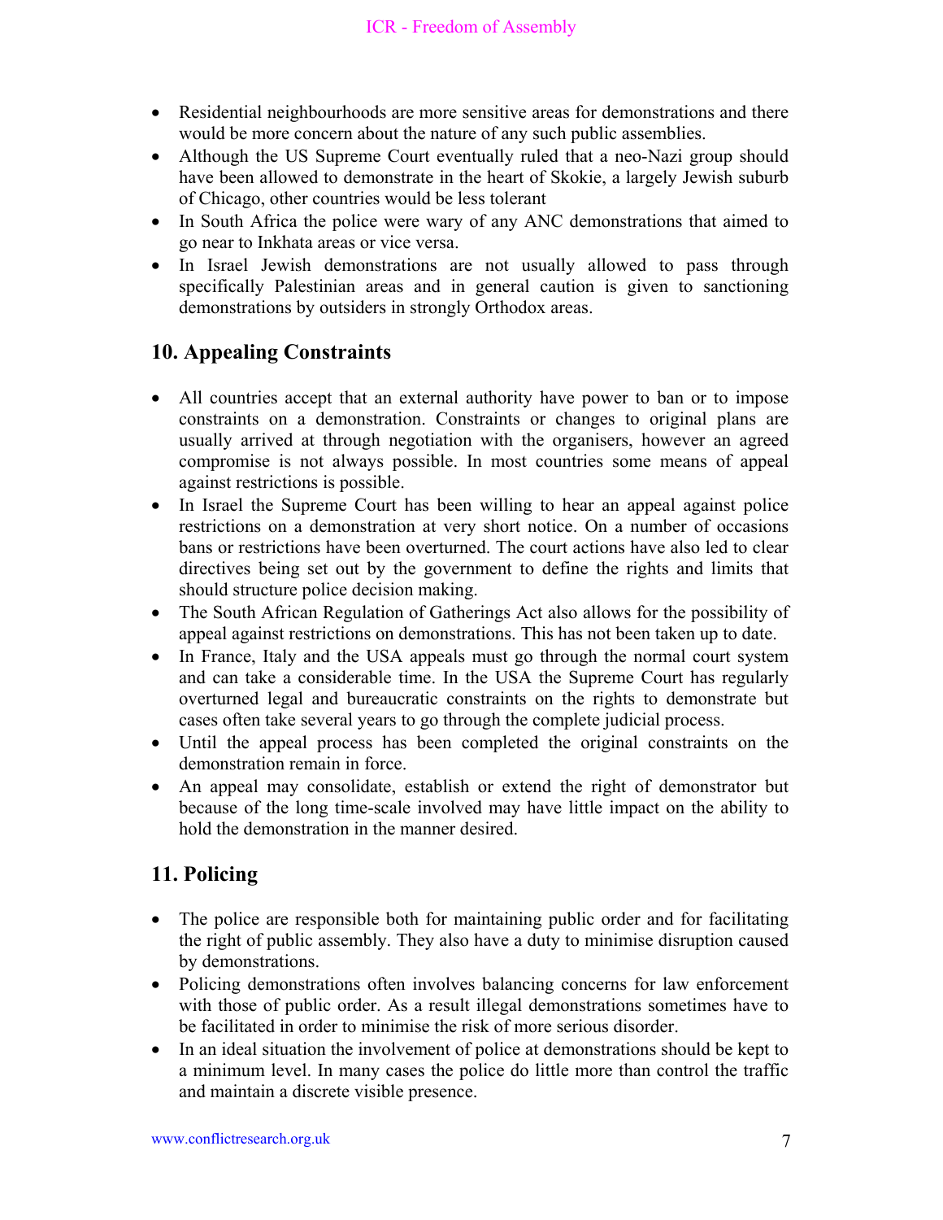- Residential neighbourhoods are more sensitive areas for demonstrations and there would be more concern about the nature of any such public assemblies.
- Although the US Supreme Court eventually ruled that a neo-Nazi group should have been allowed to demonstrate in the heart of Skokie, a largely Jewish suburb of Chicago, other countries would be less tolerant
- In South Africa the police were wary of any ANC demonstrations that aimed to go near to Inkhata areas or vice versa.
- In Israel Jewish demonstrations are not usually allowed to pass through specifically Palestinian areas and in general caution is given to sanctioning demonstrations by outsiders in strongly Orthodox areas.

## 10. Appealing Constraints

- All countries accept that an external authority have power to ban or to impose constraints on a demonstration. Constraints or changes to original plans are usually arrived at through negotiation with the organisers, however an agreed compromise is not always possible. In most countries some means of appeal against restrictions is possible.
- In Israel the Supreme Court has been willing to hear an appeal against police restrictions on a demonstration at very short notice. On a number of occasions bans or restrictions have been overturned. The court actions have also led to clear directives being set out by the government to define the rights and limits that should structure police decision making.
- The South African Regulation of Gatherings Act also allows for the possibility of appeal against restrictions on demonstrations. This has not been taken up to date.
- In France, Italy and the USA appeals must go through the normal court system and can take a considerable time. In the USA the Supreme Court has regularly overturned legal and bureaucratic constraints on the rights to demonstrate but cases often take several years to go through the complete judicial process.
- Until the appeal process has been completed the original constraints on the demonstration remain in force.
- An appeal may consolidate, establish or extend the right of demonstrator but because of the long time-scale involved may have little impact on the ability to hold the demonstration in the manner desired.

## 11. Policing

- The police are responsible both for maintaining public order and for facilitating the right of public assembly. They also have a duty to minimise disruption caused by demonstrations.
- Policing demonstrations often involves balancing concerns for law enforcement with those of public order. As a result illegal demonstrations sometimes have to be facilitated in order to minimise the risk of more serious disorder.
- In an ideal situation the involvement of police at demonstrations should be kept to a minimum level. In many cases the police do little more than control the traffic and maintain a discrete visible presence.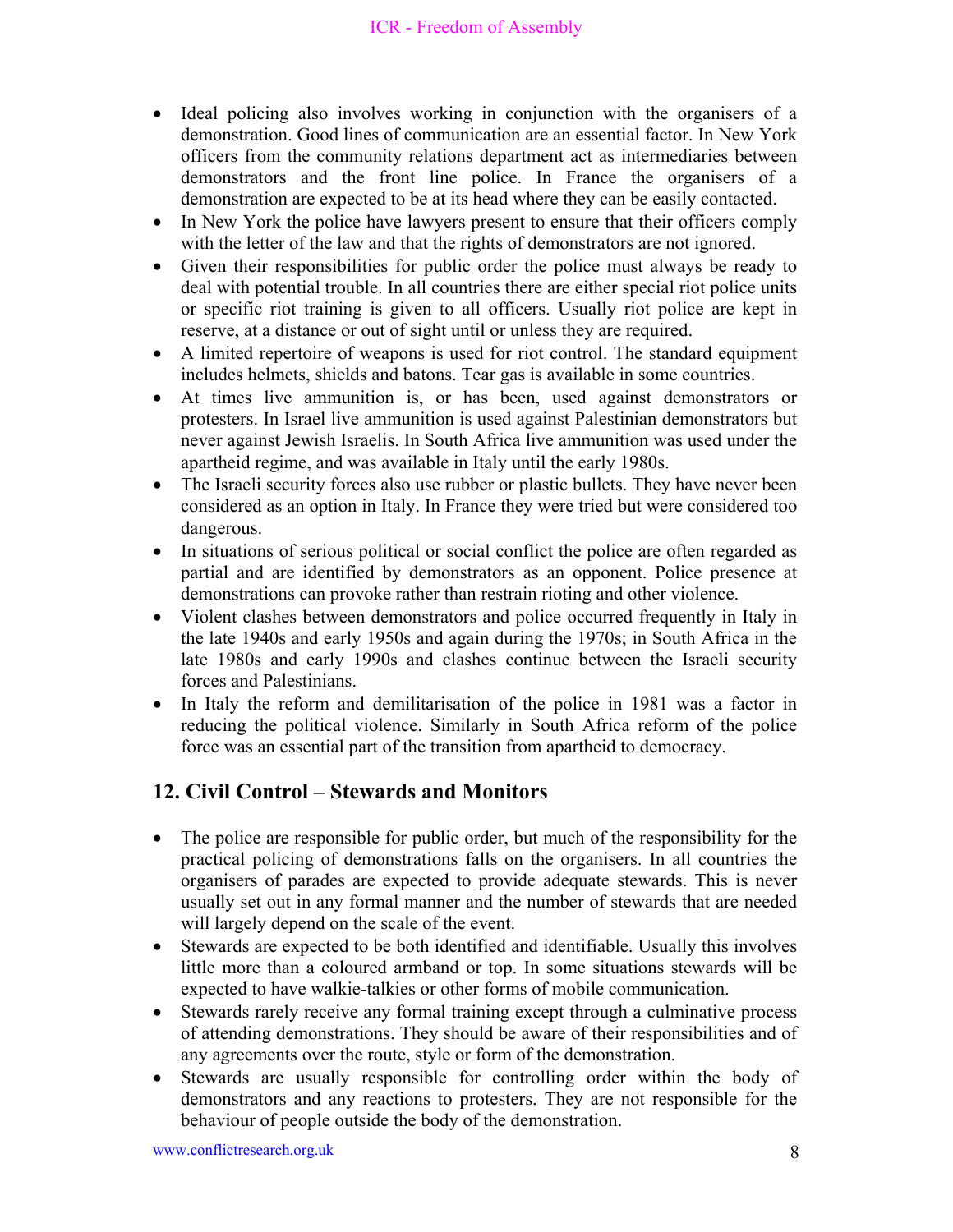- Ideal policing also involves working in conjunction with the organisers of a demonstration. Good lines of communication are an essential factor. In New York officers from the community relations department act as intermediaries between demonstrators and the front line police. In France the organisers of a demonstration are expected to be at its head where they can be easily contacted.
- In New York the police have lawyers present to ensure that their officers comply with the letter of the law and that the rights of demonstrators are not ignored.
- Given their responsibilities for public order the police must always be ready to deal with potential trouble. In all countries there are either special riot police units or specific riot training is given to all officers. Usually riot police are kept in reserve, at a distance or out of sight until or unless they are required.
- A limited repertoire of weapons is used for riot control. The standard equipment includes helmets, shields and batons. Tear gas is available in some countries.
- At times live ammunition is, or has been, used against demonstrators or protesters. In Israel live ammunition is used against Palestinian demonstrators but never against Jewish Israelis. In South Africa live ammunition was used under the apartheid regime, and was available in Italy until the early 1980s.
- The Israeli security forces also use rubber or plastic bullets. They have never been considered as an option in Italy. In France they were tried but were considered too dangerous.
- In situations of serious political or social conflict the police are often regarded as partial and are identified by demonstrators as an opponent. Police presence at demonstrations can provoke rather than restrain rioting and other violence.
- Violent clashes between demonstrators and police occurred frequently in Italy in the late 1940s and early 1950s and again during the 1970s; in South Africa in the late 1980s and early 1990s and clashes continue between the Israeli security forces and Palestinians.
- In Italy the reform and demilitarisation of the police in 1981 was a factor in reducing the political violence. Similarly in South Africa reform of the police force was an essential part of the transition from apartheid to democracy.

## 12. Civil Control – Stewards and Monitors

- The police are responsible for public order, but much of the responsibility for the practical policing of demonstrations falls on the organisers. In all countries the organisers of parades are expected to provide adequate stewards. This is never usually set out in any formal manner and the number of stewards that are needed will largely depend on the scale of the event.
- Stewards are expected to be both identified and identifiable. Usually this involves little more than a coloured armband or top. In some situations stewards will be expected to have walkie-talkies or other forms of mobile communication.
- Stewards rarely receive any formal training except through a culminative process of attending demonstrations. They should be aware of their responsibilities and of any agreements over the route, style or form of the demonstration.
- Stewards are usually responsible for controlling order within the body of demonstrators and any reactions to protesters. They are not responsible for the behaviour of people outside the body of the demonstration.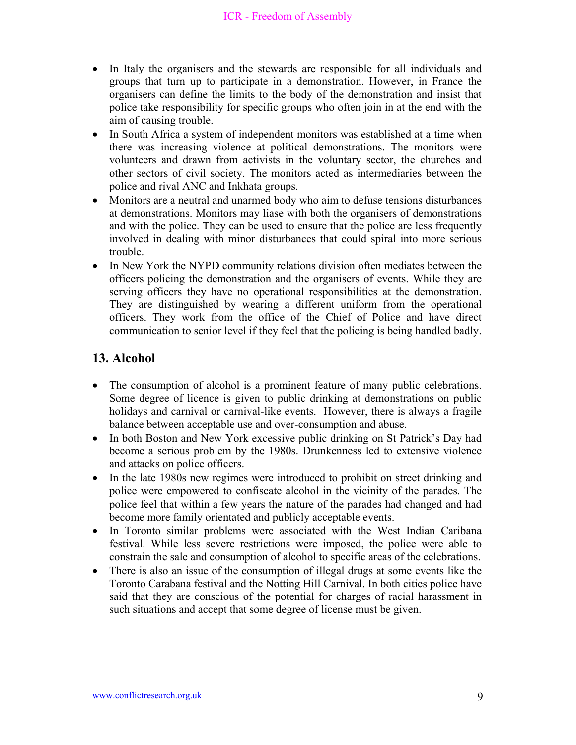- In Italy the organisers and the stewards are responsible for all individuals and groups that turn up to participate in a demonstration. However, in France the organisers can define the limits to the body of the demonstration and insist that police take responsibility for specific groups who often join in at the end with the aim of causing trouble.
- In South Africa a system of independent monitors was established at a time when there was increasing violence at political demonstrations. The monitors were volunteers and drawn from activists in the voluntary sector, the churches and other sectors of civil society. The monitors acted as intermediaries between the police and rival ANC and Inkhata groups.
- Monitors are a neutral and unarmed body who aim to defuse tensions disturbances at demonstrations. Monitors may liase with both the organisers of demonstrations and with the police. They can be used to ensure that the police are less frequently involved in dealing with minor disturbances that could spiral into more serious trouble.
- In New York the NYPD community relations division often mediates between the officers policing the demonstration and the organisers of events. While they are serving officers they have no operational responsibilities at the demonstration. They are distinguished by wearing a different uniform from the operational officers. They work from the office of the Chief of Police and have direct communication to senior level if they feel that the policing is being handled badly.

## 13. Alcohol

- The consumption of alcohol is a prominent feature of many public celebrations. Some degree of licence is given to public drinking at demonstrations on public holidays and carnival or carnival-like events. However, there is always a fragile balance between acceptable use and over-consumption and abuse.
- In both Boston and New York excessive public drinking on St Patrick's Day had become a serious problem by the 1980s. Drunkenness led to extensive violence and attacks on police officers.
- In the late 1980s new regimes were introduced to prohibit on street drinking and police were empowered to confiscate alcohol in the vicinity of the parades. The police feel that within a few years the nature of the parades had changed and had become more family orientated and publicly acceptable events.
- In Toronto similar problems were associated with the West Indian Caribana festival. While less severe restrictions were imposed, the police were able to constrain the sale and consumption of alcohol to specific areas of the celebrations.
- There is also an issue of the consumption of illegal drugs at some events like the Toronto Carabana festival and the Notting Hill Carnival. In both cities police have said that they are conscious of the potential for charges of racial harassment in such situations and accept that some degree of license must be given.